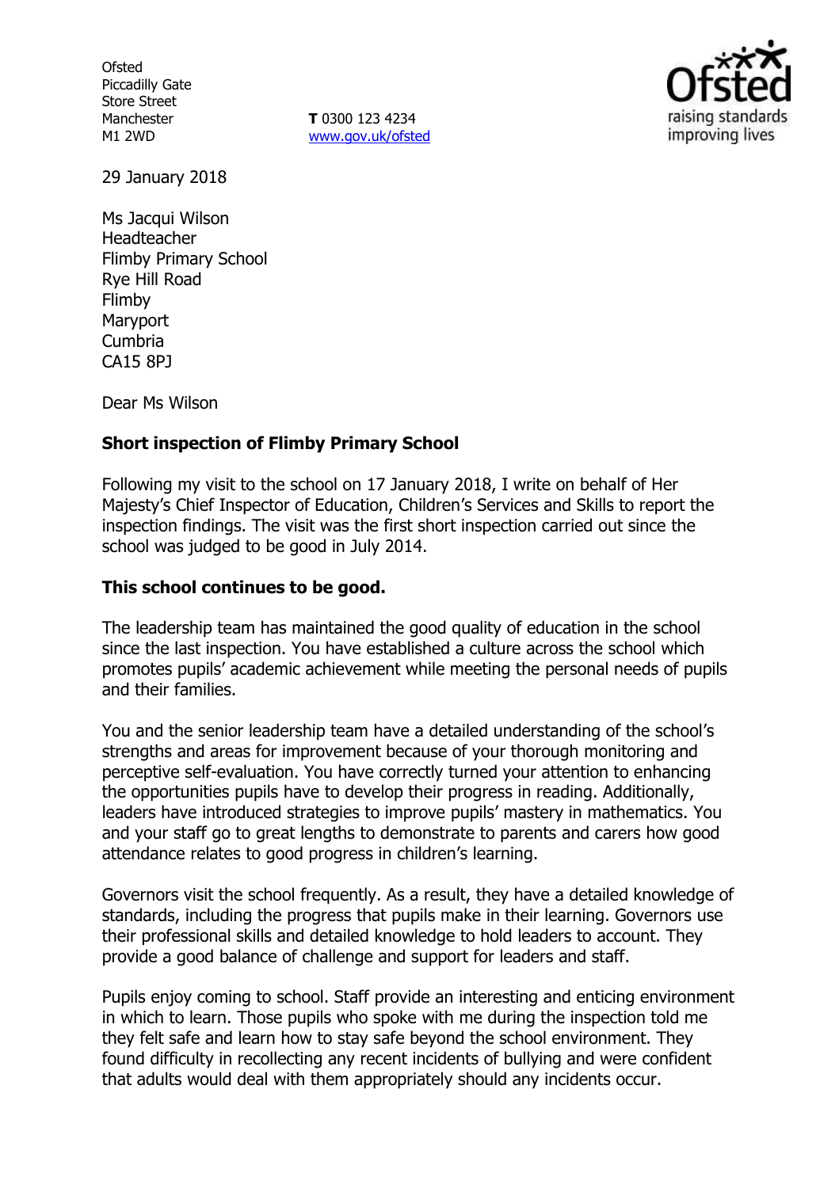Ofsted
Piccadilly Gate
Store Street
Manchester
M1 2WD

**T** 0300 123 4234
www.gov.uk/ofsted

29 January 2018

Ms Jacqui Wilson
Headteacher
Flimby Primary School
Rye Hill Road
Flimby
Maryport
Cumbria
CA15 8PJ

Dear Ms Wilson

**Short inspection of Flimby Primary School**

Following my visit to the school on 17 January 2018, I write on behalf of Her Majesty's Chief Inspector of Education, Children's Services and Skills to report the inspection findings. The visit was the first short inspection carried out since the school was judged to be good in July 2014.

**This school continues to be good.**

The leadership team has maintained the good quality of education in the school since the last inspection. You have established a culture across the school which promotes pupils' academic achievement while meeting the personal needs of pupils and their families.

You and the senior leadership team have a detailed understanding of the school's strengths and areas for improvement because of your thorough monitoring and perceptive self-evaluation. You have correctly turned your attention to enhancing the opportunities pupils have to develop their progress in reading. Additionally, leaders have introduced strategies to improve pupils' mastery in mathematics. You and your staff go to great lengths to demonstrate to parents and carers how good attendance relates to good progress in children's learning.

Governors visit the school frequently. As a result, they have a detailed knowledge of standards, including the progress that pupils make in their learning. Governors use their professional skills and detailed knowledge to hold leaders to account. They provide a good balance of challenge and support for leaders and staff.

Pupils enjoy coming to school. Staff provide an interesting and enticing environment in which to learn. Those pupils who spoke with me during the inspection told me they felt safe and learn how to stay safe beyond the school environment. They found difficulty in recollecting any recent incidents of bullying and were confident that adults would deal with them appropriately should any incidents occur.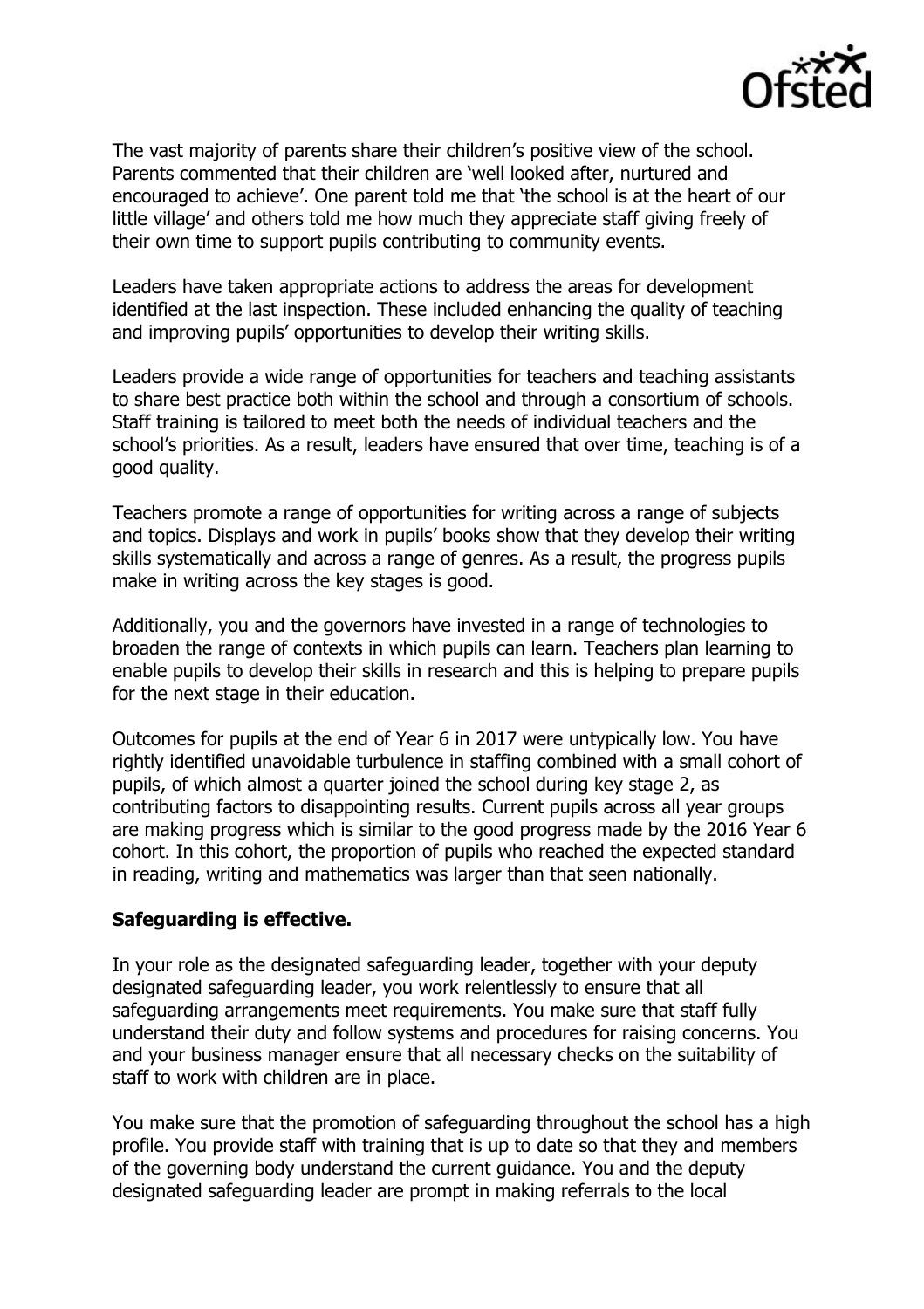The vast majority of parents share their children's positive view of the school. Parents commented that their children are 'well looked after, nurtured and encouraged to achieve'. One parent told me that 'the school is at the heart of our little village' and others told me how much they appreciate staff giving freely of their own time to support pupils contributing to community events.

Leaders have taken appropriate actions to address the areas for development identified at the last inspection. These included enhancing the quality of teaching and improving pupils' opportunities to develop their writing skills.

Leaders provide a wide range of opportunities for teachers and teaching assistants to share best practice both within the school and through a consortium of schools. Staff training is tailored to meet both the needs of individual teachers and the school's priorities. As a result, leaders have ensured that over time, teaching is of a good quality.

Teachers promote a range of opportunities for writing across a range of subjects and topics. Displays and work in pupils' books show that they develop their writing skills systematically and across a range of genres. As a result, the progress pupils make in writing across the key stages is good.

Additionally, you and the governors have invested in a range of technologies to broaden the range of contexts in which pupils can learn. Teachers plan learning to enable pupils to develop their skills in research and this is helping to prepare pupils for the next stage in their education.

Outcomes for pupils at the end of Year 6 in 2017 were untypically low. You have rightly identified unavoidable turbulence in staffing combined with a small cohort of pupils, of which almost a quarter joined the school during key stage 2, as contributing factors to disappointing results. Current pupils across all year groups are making progress which is similar to the good progress made by the 2016 Year 6 cohort. In this cohort, the proportion of pupils who reached the expected standard in reading, writing and mathematics was larger than that seen nationally.

**Safeguarding is effective.**

In your role as the designated safeguarding leader, together with your deputy designated safeguarding leader, you work relentlessly to ensure that all safeguarding arrangements meet requirements. You make sure that staff fully understand their duty and follow systems and procedures for raising concerns. You and your business manager ensure that all necessary checks on the suitability of staff to work with children are in place.

You make sure that the promotion of safeguarding throughout the school has a high profile. You provide staff with training that is up to date so that they and members of the governing body understand the current guidance. You and the deputy designated safeguarding leader are prompt in making referrals to the local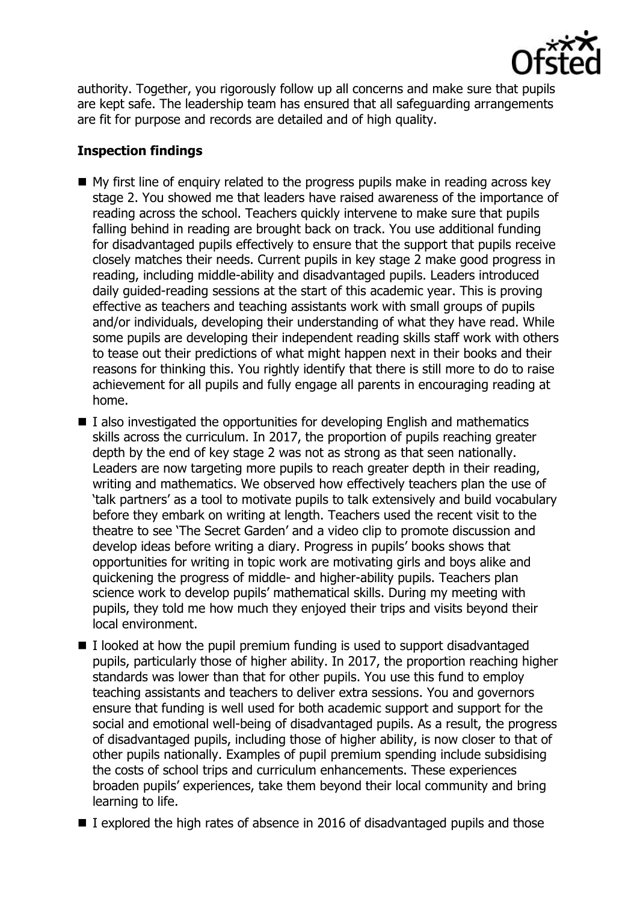authority. Together, you rigorously follow up all concerns and make sure that pupils are kept safe. The leadership team has ensured that all safeguarding arrangements are fit for purpose and records are detailed and of high quality.

## Inspection findings

- My first line of enquiry related to the progress pupils make in reading across key stage 2. You showed me that leaders have raised awareness of the importance of reading across the school. Teachers quickly intervene to make sure that pupils falling behind in reading are brought back on track. You use additional funding for disadvantaged pupils effectively to ensure that the support that pupils receive closely matches their needs. Current pupils in key stage 2 make good progress in reading, including middle-ability and disadvantaged pupils. Leaders introduced daily guided-reading sessions at the start of this academic year. This is proving effective as teachers and teaching assistants work with small groups of pupils and/or individuals, developing their understanding of what they have read. While some pupils are developing their independent reading skills staff work with others to tease out their predictions of what might happen next in their books and their reasons for thinking this. You rightly identify that there is still more to do to raise achievement for all pupils and fully engage all parents in encouraging reading at home.
- I also investigated the opportunities for developing English and mathematics skills across the curriculum. In 2017, the proportion of pupils reaching greater depth by the end of key stage 2 was not as strong as that seen nationally. Leaders are now targeting more pupils to reach greater depth in their reading, writing and mathematics. We observed how effectively teachers plan the use of 'talk partners' as a tool to motivate pupils to talk extensively and build vocabulary before they embark on writing at length. Teachers used the recent visit to the theatre to see 'The Secret Garden' and a video clip to promote discussion and develop ideas before writing a diary. Progress in pupils' books shows that opportunities for writing in topic work are motivating girls and boys alike and quickening the progress of middle- and higher-ability pupils. Teachers plan science work to develop pupils' mathematical skills. During my meeting with pupils, they told me how much they enjoyed their trips and visits beyond their local environment.
- I looked at how the pupil premium funding is used to support disadvantaged pupils, particularly those of higher ability. In 2017, the proportion reaching higher standards was lower than that for other pupils. You use this fund to employ teaching assistants and teachers to deliver extra sessions. You and governors ensure that funding is well used for both academic support and support for the social and emotional well-being of disadvantaged pupils. As a result, the progress of disadvantaged pupils, including those of higher ability, is now closer to that of other pupils nationally. Examples of pupil premium spending include subsidising the costs of school trips and curriculum enhancements. These experiences broaden pupils' experiences, take them beyond their local community and bring learning to life.
- I explored the high rates of absence in 2016 of disadvantaged pupils and those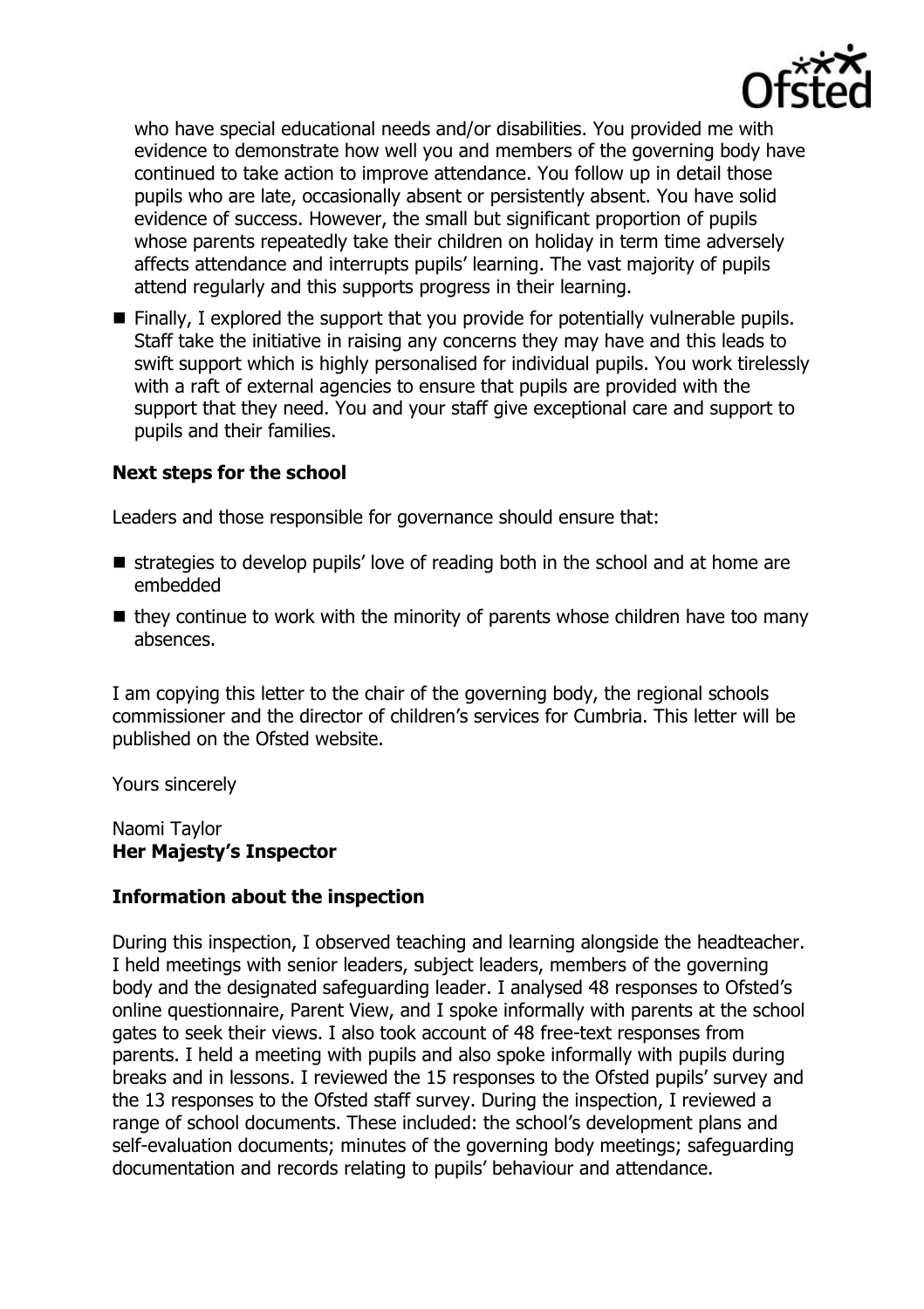who have special educational needs and/or disabilities. You provided me with evidence to demonstrate how well you and members of the governing body have continued to take action to improve attendance. You follow up in detail those pupils who are late, occasionally absent or persistently absent. You have solid evidence of success. However, the small but significant proportion of pupils whose parents repeatedly take their children on holiday in term time adversely affects attendance and interrupts pupils' learning. The vast majority of pupils attend regularly and this supports progress in their learning.

- Finally, I explored the support that you provide for potentially vulnerable pupils. Staff take the initiative in raising any concerns they may have and this leads to swift support which is highly personalised for individual pupils. You work tirelessly with a raft of external agencies to ensure that pupils are provided with the support that they need. You and your staff give exceptional care and support to pupils and their families.

### Next steps for the school

Leaders and those responsible for governance should ensure that:

- strategies to develop pupils' love of reading both in the school and at home are embedded
- they continue to work with the minority of parents whose children have too many absences.

I am copying this letter to the chair of the governing body, the regional schools commissioner and the director of children's services for Cumbria. This letter will be published on the Ofsted website.

Yours sincerely

Naomi Taylor
**Her Majesty's Inspector**

### Information about the inspection

During this inspection, I observed teaching and learning alongside the headteacher. I held meetings with senior leaders, subject leaders, members of the governing body and the designated safeguarding leader. I analysed 48 responses to Ofsted's online questionnaire, Parent View, and I spoke informally with parents at the school gates to seek their views. I also took account of 48 free-text responses from parents. I held a meeting with pupils and also spoke informally with pupils during breaks and in lessons. I reviewed the 15 responses to the Ofsted pupils' survey and the 13 responses to the Ofsted staff survey. During the inspection, I reviewed a range of school documents. These included: the school's development plans and self-evaluation documents; minutes of the governing body meetings; safeguarding documentation and records relating to pupils' behaviour and attendance.